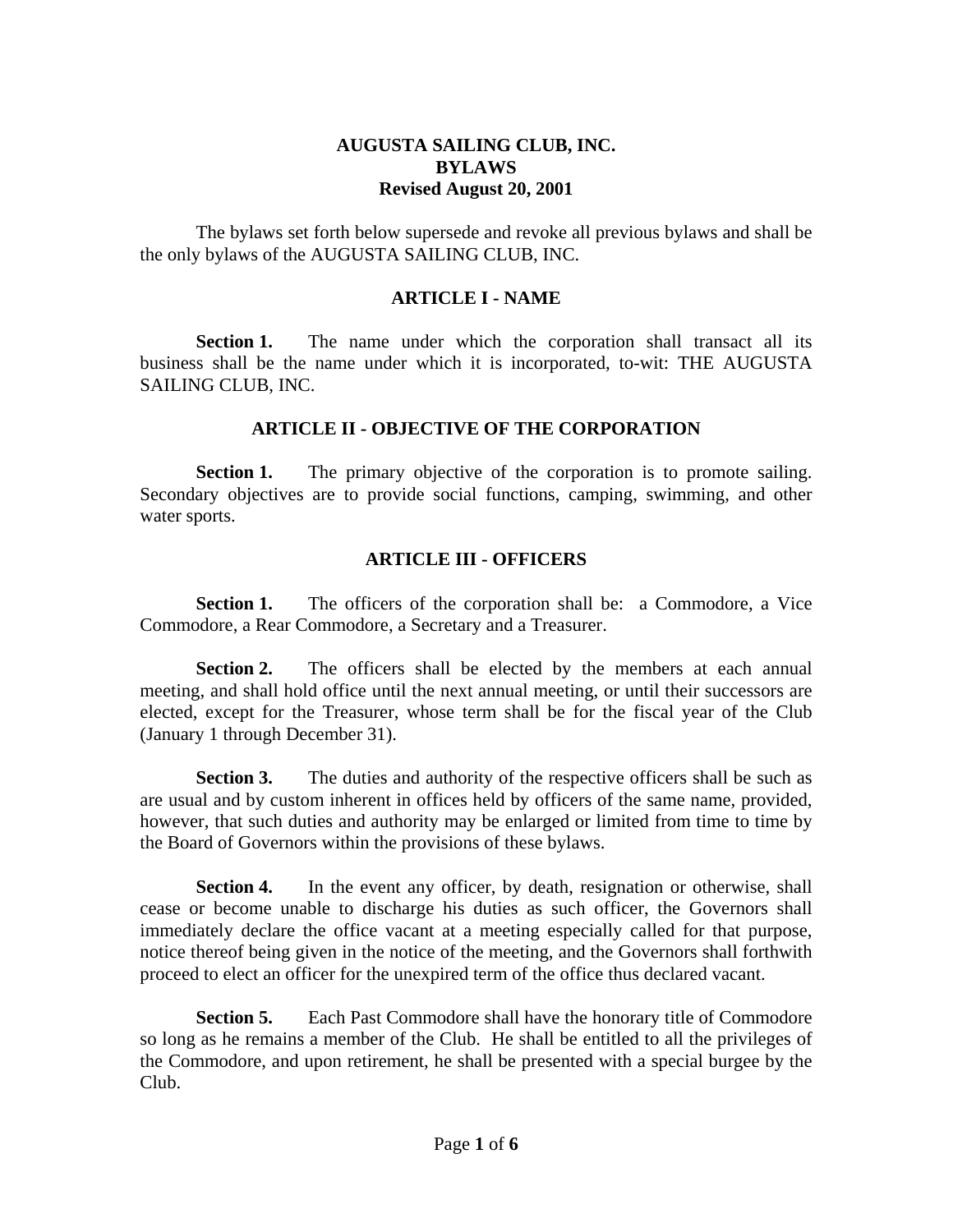# AUGUSTA SAILING CLUB, INC.
# BYLAWS
## Revised August 20, 2001

The bylaws set forth below supersede and revoke all previous bylaws and shall be the only bylaws of the AUGUSTA SAILING CLUB, INC.

## ARTICLE I - NAME

**Section 1.** The name under which the corporation shall transact all its business shall be the name under which it is incorporated, to-wit: THE AUGUSTA SAILING CLUB, INC.

## ARTICLE II - OBJECTIVE OF THE CORPORATION

**Section 1.** The primary objective of the corporation is to promote sailing. Secondary objectives are to provide social functions, camping, swimming, and other water sports.

## ARTICLE III - OFFICERS

**Section 1.** The officers of the corporation shall be: a Commodore, a Vice Commodore, a Rear Commodore, a Secretary and a Treasurer.

**Section 2.** The officers shall be elected by the members at each annual meeting, and shall hold office until the next annual meeting, or until their successors are elected, except for the Treasurer, whose term shall be for the fiscal year of the Club (January 1 through December 31).

**Section 3.** The duties and authority of the respective officers shall be such as are usual and by custom inherent in offices held by officers of the same name, provided, however, that such duties and authority may be enlarged or limited from time to time by the Board of Governors within the provisions of these bylaws.

**Section 4.** In the event any officer, by death, resignation or otherwise, shall cease or become unable to discharge his duties as such officer, the Governors shall immediately declare the office vacant at a meeting especially called for that purpose, notice thereof being given in the notice of the meeting, and the Governors shall forthwith proceed to elect an officer for the unexpired term of the office thus declared vacant.

**Section 5.** Each Past Commodore shall have the honorary title of Commodore so long as he remains a member of the Club. He shall be entitled to all the privileges of the Commodore, and upon retirement, he shall be presented with a special burgee by the Club.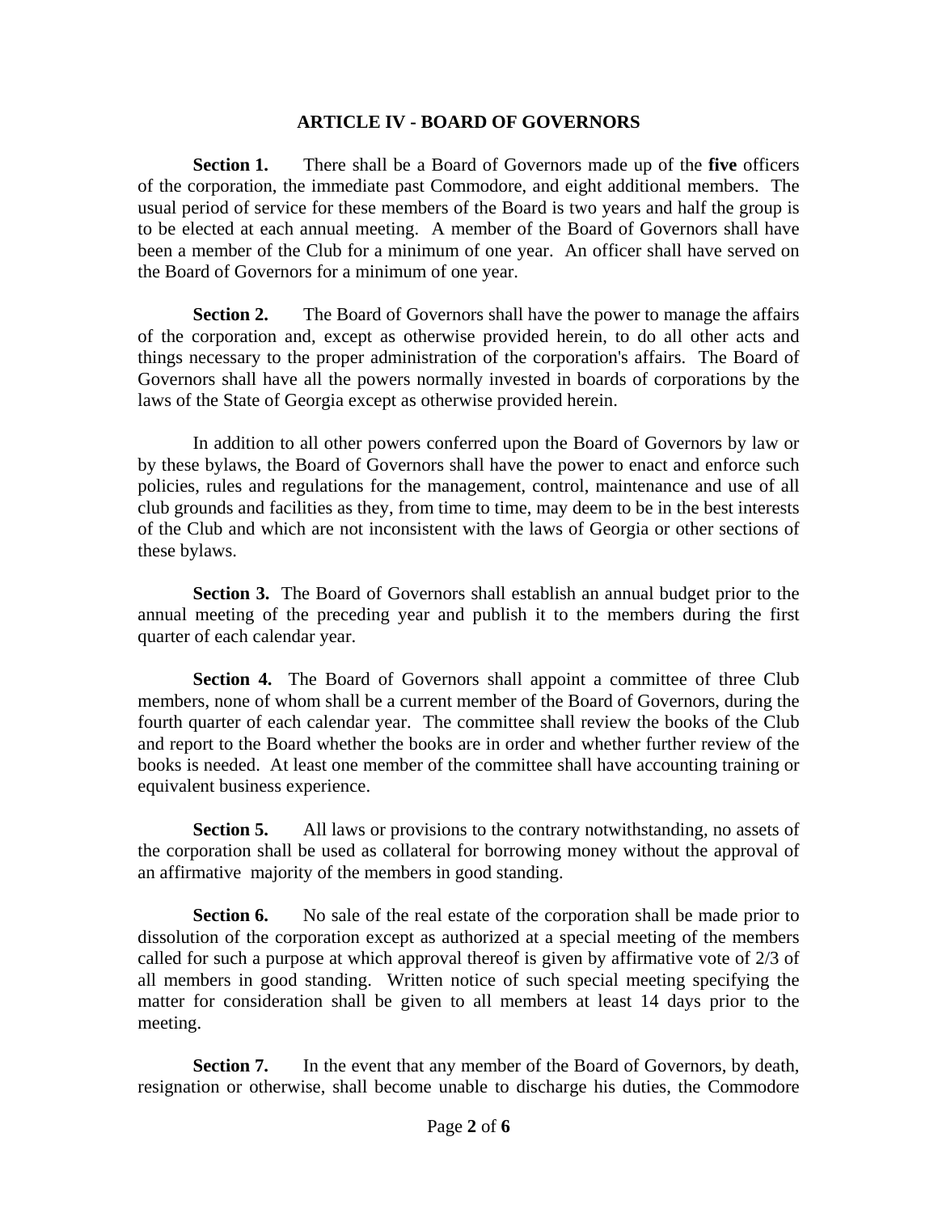## ARTICLE IV - BOARD OF GOVERNORS

**Section 1.** There shall be a Board of Governors made up of the **five** officers of the corporation, the immediate past Commodore, and eight additional members. The usual period of service for these members of the Board is two years and half the group is to be elected at each annual meeting. A member of the Board of Governors shall have been a member of the Club for a minimum of one year. An officer shall have served on the Board of Governors for a minimum of one year.

**Section 2.** The Board of Governors shall have the power to manage the affairs of the corporation and, except as otherwise provided herein, to do all other acts and things necessary to the proper administration of the corporation's affairs. The Board of Governors shall have all the powers normally invested in boards of corporations by the laws of the State of Georgia except as otherwise provided herein.

In addition to all other powers conferred upon the Board of Governors by law or by these bylaws, the Board of Governors shall have the power to enact and enforce such policies, rules and regulations for the management, control, maintenance and use of all club grounds and facilities as they, from time to time, may deem to be in the best interests of the Club and which are not inconsistent with the laws of Georgia or other sections of these bylaws.

**Section 3.** The Board of Governors shall establish an annual budget prior to the annual meeting of the preceding year and publish it to the members during the first quarter of each calendar year.

**Section 4.** The Board of Governors shall appoint a committee of three Club members, none of whom shall be a current member of the Board of Governors, during the fourth quarter of each calendar year. The committee shall review the books of the Club and report to the Board whether the books are in order and whether further review of the books is needed. At least one member of the committee shall have accounting training or equivalent business experience.

**Section 5.** All laws or provisions to the contrary notwithstanding, no assets of the corporation shall be used as collateral for borrowing money without the approval of an affirmative majority of the members in good standing.

**Section 6.** No sale of the real estate of the corporation shall be made prior to dissolution of the corporation except as authorized at a special meeting of the members called for such a purpose at which approval thereof is given by affirmative vote of 2/3 of all members in good standing. Written notice of such special meeting specifying the matter for consideration shall be given to all members at least 14 days prior to the meeting.

**Section 7.** In the event that any member of the Board of Governors, by death, resignation or otherwise, shall become unable to discharge his duties, the Commodore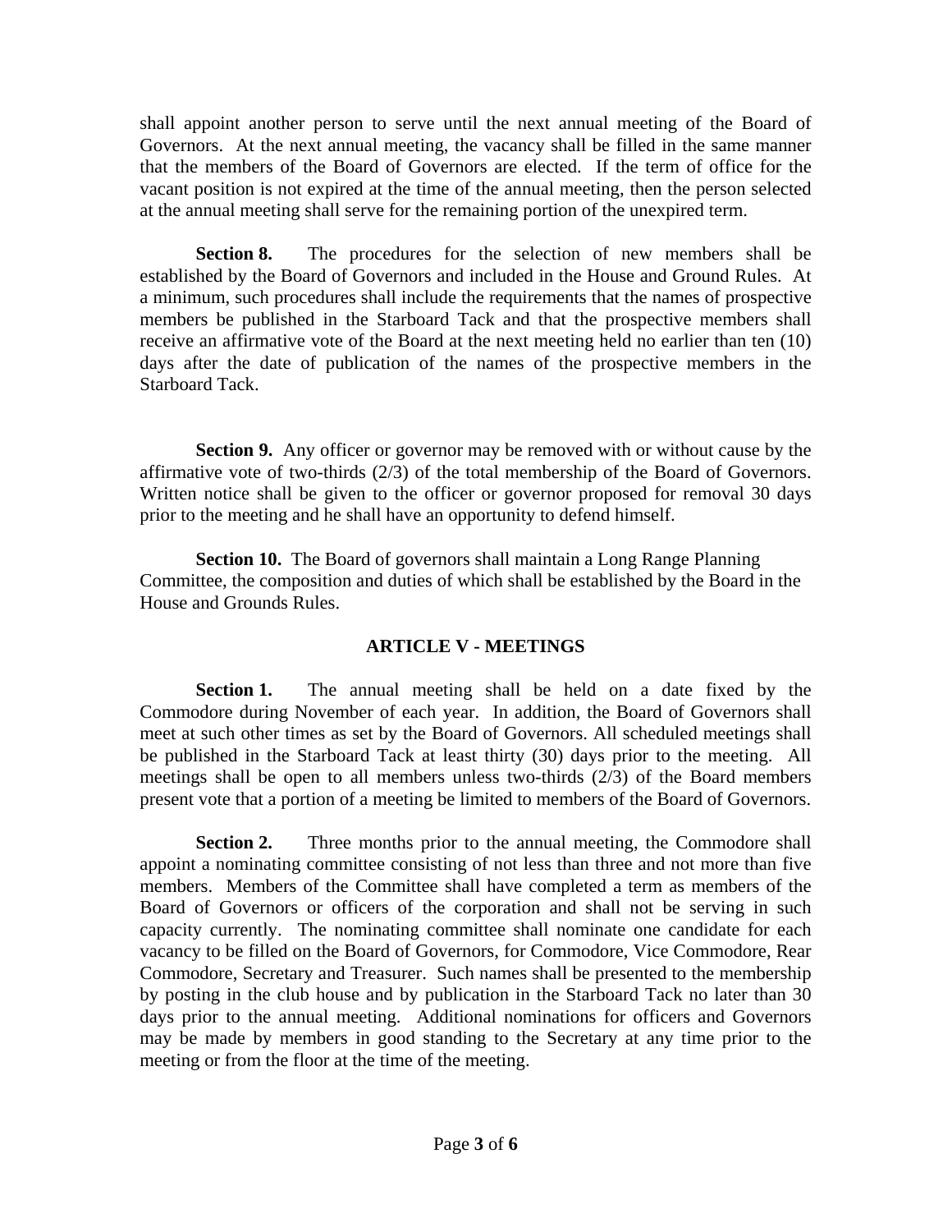shall appoint another person to serve until the next annual meeting of the Board of Governors. At the next annual meeting, the vacancy shall be filled in the same manner that the members of the Board of Governors are elected. If the term of office for the vacant position is not expired at the time of the annual meeting, then the person selected at the annual meeting shall serve for the remaining portion of the unexpired term.

**Section 8.** The procedures for the selection of new members shall be established by the Board of Governors and included in the House and Ground Rules. At a minimum, such procedures shall include the requirements that the names of prospective members be published in the Starboard Tack and that the prospective members shall receive an affirmative vote of the Board at the next meeting held no earlier than ten (10) days after the date of publication of the names of the prospective members in the Starboard Tack.

**Section 9.** Any officer or governor may be removed with or without cause by the affirmative vote of two-thirds (2/3) of the total membership of the Board of Governors. Written notice shall be given to the officer or governor proposed for removal 30 days prior to the meeting and he shall have an opportunity to defend himself.

**Section 10.** The Board of governors shall maintain a Long Range Planning Committee, the composition and duties of which shall be established by the Board in the House and Grounds Rules.

## ARTICLE V - MEETINGS

**Section 1.** The annual meeting shall be held on a date fixed by the Commodore during November of each year. In addition, the Board of Governors shall meet at such other times as set by the Board of Governors. All scheduled meetings shall be published in the Starboard Tack at least thirty (30) days prior to the meeting. All meetings shall be open to all members unless two-thirds (2/3) of the Board members present vote that a portion of a meeting be limited to members of the Board of Governors.

**Section 2.** Three months prior to the annual meeting, the Commodore shall appoint a nominating committee consisting of not less than three and not more than five members. Members of the Committee shall have completed a term as members of the Board of Governors or officers of the corporation and shall not be serving in such capacity currently. The nominating committee shall nominate one candidate for each vacancy to be filled on the Board of Governors, for Commodore, Vice Commodore, Rear Commodore, Secretary and Treasurer. Such names shall be presented to the membership by posting in the club house and by publication in the Starboard Tack no later than 30 days prior to the annual meeting. Additional nominations for officers and Governors may be made by members in good standing to the Secretary at any time prior to the meeting or from the floor at the time of the meeting.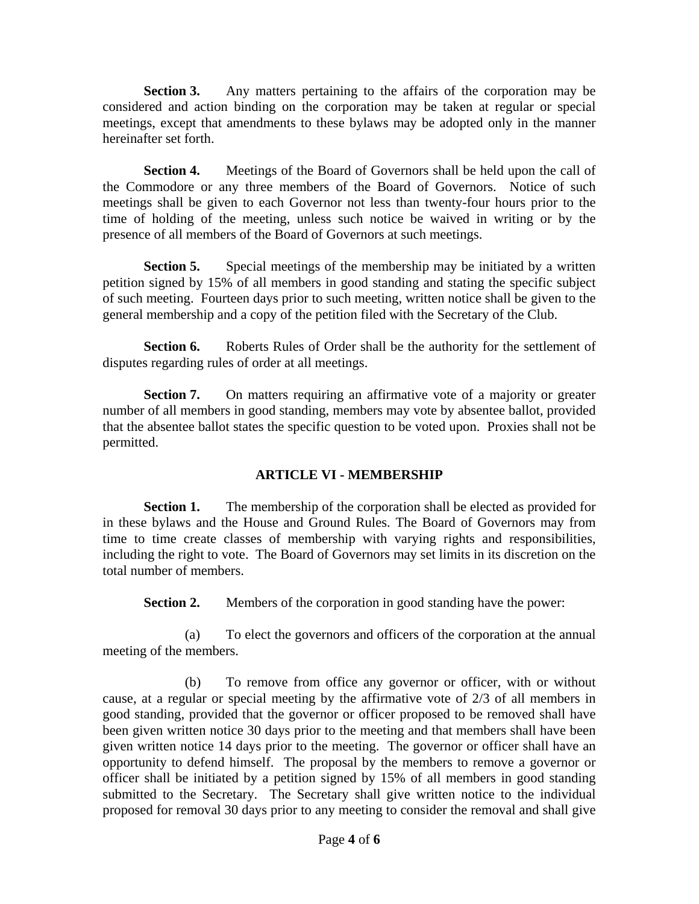**Section 3.** Any matters pertaining to the affairs of the corporation may be considered and action binding on the corporation may be taken at regular or special meetings, except that amendments to these bylaws may be adopted only in the manner hereinafter set forth.

**Section 4.** Meetings of the Board of Governors shall be held upon the call of the Commodore or any three members of the Board of Governors. Notice of such meetings shall be given to each Governor not less than twenty-four hours prior to the time of holding of the meeting, unless such notice be waived in writing or by the presence of all members of the Board of Governors at such meetings.

**Section 5.** Special meetings of the membership may be initiated by a written petition signed by 15% of all members in good standing and stating the specific subject of such meeting. Fourteen days prior to such meeting, written notice shall be given to the general membership and a copy of the petition filed with the Secretary of the Club.

**Section 6.** Roberts Rules of Order shall be the authority for the settlement of disputes regarding rules of order at all meetings.

**Section 7.** On matters requiring an affirmative vote of a majority or greater number of all members in good standing, members may vote by absentee ballot, provided that the absentee ballot states the specific question to be voted upon. Proxies shall not be permitted.

## ARTICLE VI - MEMBERSHIP

**Section 1.** The membership of the corporation shall be elected as provided for in these bylaws and the House and Ground Rules. The Board of Governors may from time to time create classes of membership with varying rights and responsibilities, including the right to vote. The Board of Governors may set limits in its discretion on the total number of members.

**Section 2.** Members of the corporation in good standing have the power:

(a) To elect the governors and officers of the corporation at the annual meeting of the members.

(b) To remove from office any governor or officer, with or without cause, at a regular or special meeting by the affirmative vote of 2/3 of all members in good standing, provided that the governor or officer proposed to be removed shall have been given written notice 30 days prior to the meeting and that members shall have been given written notice 14 days prior to the meeting. The governor or officer shall have an opportunity to defend himself. The proposal by the members to remove a governor or officer shall be initiated by a petition signed by 15% of all members in good standing submitted to the Secretary. The Secretary shall give written notice to the individual proposed for removal 30 days prior to any meeting to consider the removal and shall give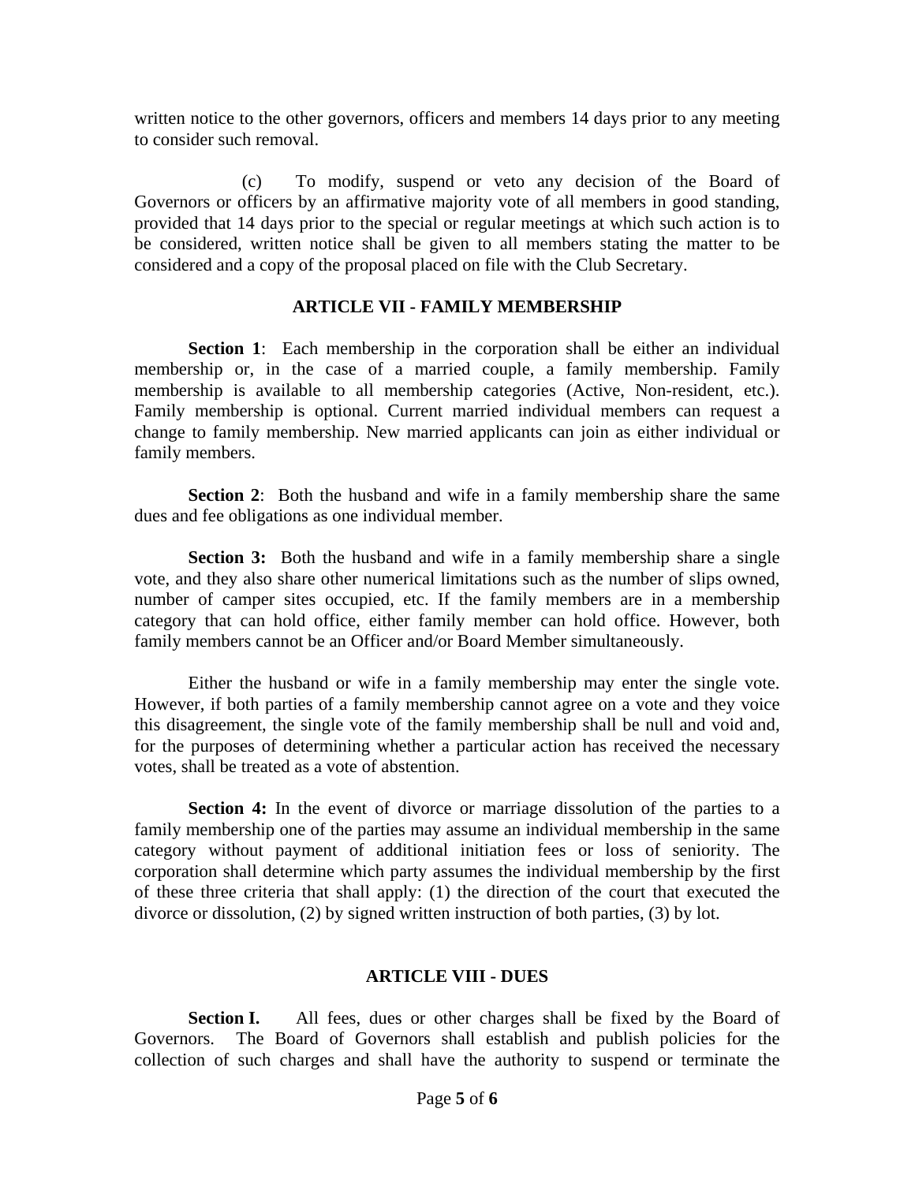written notice to the other governors, officers and members 14 days prior to any meeting to consider such removal.

(c) To modify, suspend or veto any decision of the Board of Governors or officers by an affirmative majority vote of all members in good standing, provided that 14 days prior to the special or regular meetings at which such action is to be considered, written notice shall be given to all members stating the matter to be considered and a copy of the proposal placed on file with the Club Secretary.

## ARTICLE VII - FAMILY MEMBERSHIP

**Section 1**: Each membership in the corporation shall be either an individual membership or, in the case of a married couple, a family membership. Family membership is available to all membership categories (Active, Non-resident, etc.). Family membership is optional. Current married individual members can request a change to family membership. New married applicants can join as either individual or family members.

**Section 2**: Both the husband and wife in a family membership share the same dues and fee obligations as one individual member.

**Section 3:** Both the husband and wife in a family membership share a single vote, and they also share other numerical limitations such as the number of slips owned, number of camper sites occupied, etc. If the family members are in a membership category that can hold office, either family member can hold office. However, both family members cannot be an Officer and/or Board Member simultaneously.

Either the husband or wife in a family membership may enter the single vote. However, if both parties of a family membership cannot agree on a vote and they voice this disagreement, the single vote of the family membership shall be null and void and, for the purposes of determining whether a particular action has received the necessary votes, shall be treated as a vote of abstention.

**Section 4:** In the event of divorce or marriage dissolution of the parties to a family membership one of the parties may assume an individual membership in the same category without payment of additional initiation fees or loss of seniority. The corporation shall determine which party assumes the individual membership by the first of these three criteria that shall apply: (1) the direction of the court that executed the divorce or dissolution, (2) by signed written instruction of both parties, (3) by lot.

## ARTICLE VIII - DUES

**Section I.** All fees, dues or other charges shall be fixed by the Board of Governors. The Board of Governors shall establish and publish policies for the collection of such charges and shall have the authority to suspend or terminate the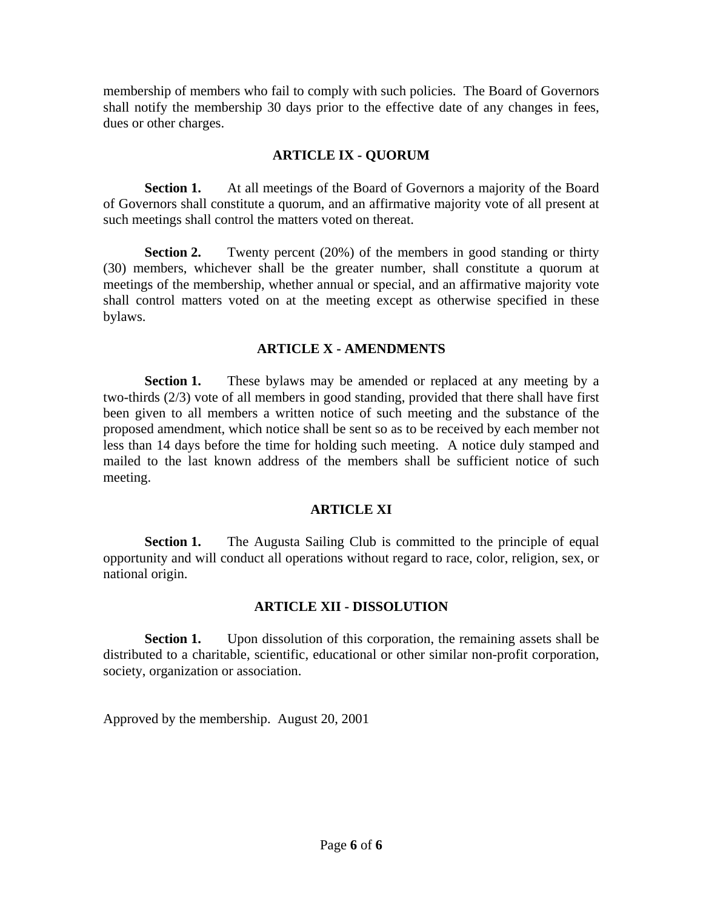membership of members who fail to comply with such policies. The Board of Governors shall notify the membership 30 days prior to the effective date of any changes in fees, dues or other charges.

## ARTICLE IX - QUORUM

**Section 1.** At all meetings of the Board of Governors a majority of the Board of Governors shall constitute a quorum, and an affirmative majority vote of all present at such meetings shall control the matters voted on thereat.

**Section 2.** Twenty percent (20%) of the members in good standing or thirty (30) members, whichever shall be the greater number, shall constitute a quorum at meetings of the membership, whether annual or special, and an affirmative majority vote shall control matters voted on at the meeting except as otherwise specified in these bylaws.

## ARTICLE X - AMENDMENTS

**Section 1.** These bylaws may be amended or replaced at any meeting by a two-thirds (2/3) vote of all members in good standing, provided that there shall have first been given to all members a written notice of such meeting and the substance of the proposed amendment, which notice shall be sent so as to be received by each member not less than 14 days before the time for holding such meeting. A notice duly stamped and mailed to the last known address of the members shall be sufficient notice of such meeting.

## ARTICLE XI

**Section 1.** The Augusta Sailing Club is committed to the principle of equal opportunity and will conduct all operations without regard to race, color, religion, sex, or national origin.

## ARTICLE XII - DISSOLUTION

**Section 1.** Upon dissolution of this corporation, the remaining assets shall be distributed to a charitable, scientific, educational or other similar non-profit corporation, society, organization or association.

Approved by the membership. August 20, 2001